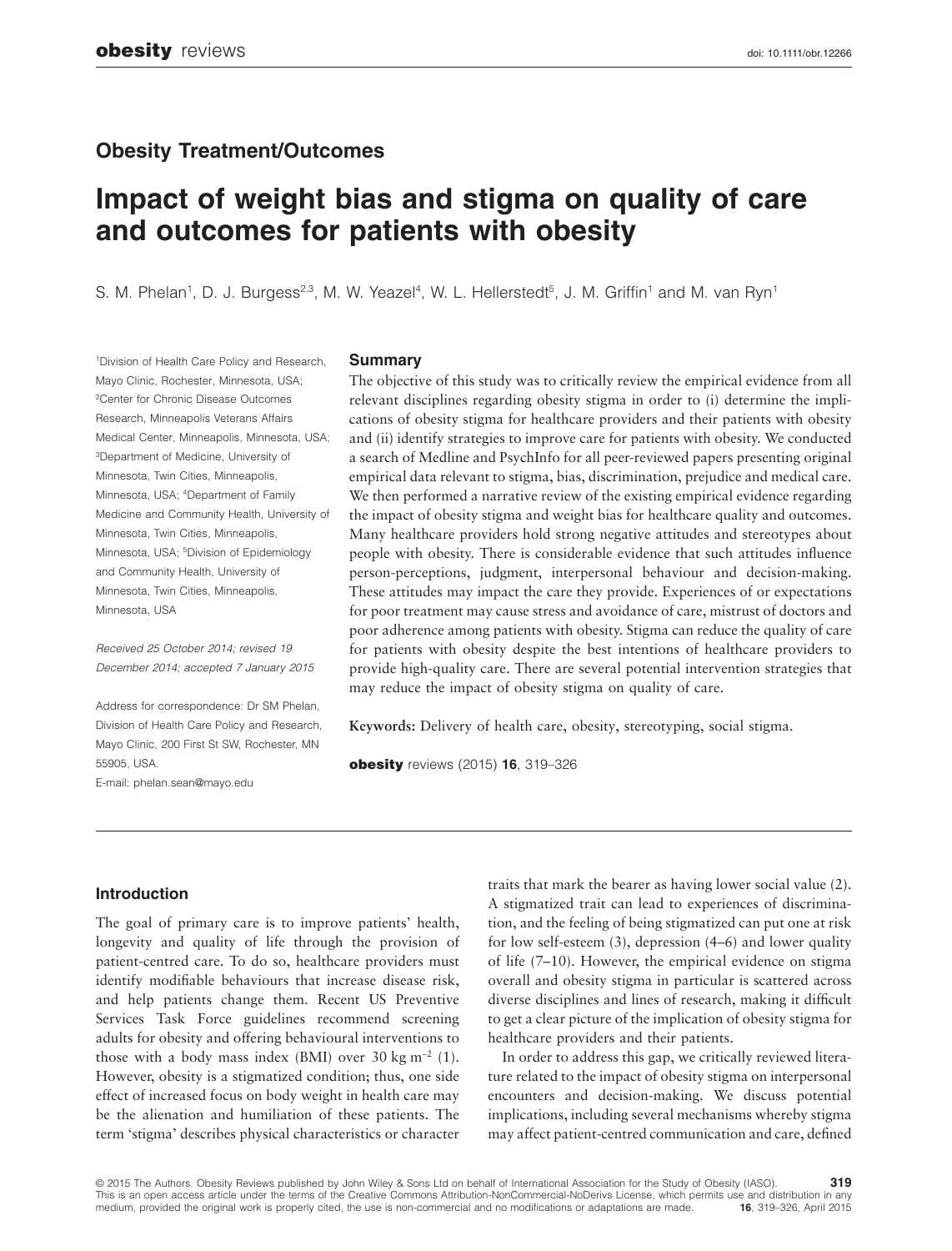## Obesity Treatment/Outcomes

# Impact of weight bias and stigma on quality of care and outcomes for patients with obesity

S. M. Phelan[1], D. J. Burgess[2,3], M. W. Yeazel[4], W. L. Hellerstedt[5], J. M. Griffin[1] and M. van Ryn[1]

[1]Division of Health Care Policy and Research, Mayo Clinic, Rochester, Minnesota, USA; [2]Center for Chronic Disease Outcomes Research, Minneapolis Veterans Affairs Medical Center, Minneapolis, Minnesota, USA; [3]Department of Medicine, University of Minnesota, Twin Cities, Minneapolis, Minnesota, USA; [4]Department of Family Medicine and Community Health, University of Minnesota, Twin Cities, Minneapolis, Minnesota, USA; [5]Division of Epidemiology and Community Health, University of Minnesota, Twin Cities, Minneapolis, Minnesota, USA

*Received 25 October 2014; revised 19 December 2014; accepted 7 January 2015*

Address for correspondence: Dr SM Phelan, Division of Health Care Policy and Research, Mayo Clinic, 200 First St SW, Rochester, MN 55905, USA.
E-mail: phelan.sean@mayo.edu

### Summary

The objective of this study was to critically review the empirical evidence from all relevant disciplines regarding obesity stigma in order to (i) determine the implications of obesity stigma for healthcare providers and their patients with obesity and (ii) identify strategies to improve care for patients with obesity. We conducted a search of Medline and PsychInfo for all peer-reviewed papers presenting original empirical data relevant to stigma, bias, discrimination, prejudice and medical care. We then performed a narrative review of the existing empirical evidence regarding the impact of obesity stigma and weight bias for healthcare quality and outcomes. Many healthcare providers hold strong negative attitudes and stereotypes about people with obesity. There is considerable evidence that such attitudes influence person-perceptions, judgment, interpersonal behaviour and decision-making. These attitudes may impact the care they provide. Experiences of or expectations for poor treatment may cause stress and avoidance of care, mistrust of doctors and poor adherence among patients with obesity. Stigma can reduce the quality of care for patients with obesity despite the best intentions of healthcare providers to provide high-quality care. There are several potential intervention strategies that may reduce the impact of obesity stigma on quality of care.

**Keywords:** Delivery of health care, obesity, stereotyping, social stigma.

**obesity** reviews (2015) **16**, 319–326

### Introduction

The goal of primary care is to improve patients' health, longevity and quality of life through the provision of patient-centred care. To do so, healthcare providers must identify modifiable behaviours that increase disease risk, and help patients change them. Recent US Preventive Services Task Force guidelines recommend screening adults for obesity and offering behavioural interventions to those with a body mass index (BMI) over 30 kg m$^{-2}$ (1). However, obesity is a stigmatized condition; thus, one side effect of increased focus on body weight in health care may be the alienation and humiliation of these patients. The term 'stigma' describes physical characteristics or character traits that mark the bearer as having lower social value (2). A stigmatized trait can lead to experiences of discrimination, and the feeling of being stigmatized can put one at risk for low self-esteem (3), depression (4–6) and lower quality of life (7–10). However, the empirical evidence on stigma overall and obesity stigma in particular is scattered across diverse disciplines and lines of research, making it difficult to get a clear picture of the implication of obesity stigma for healthcare providers and their patients.

In order to address this gap, we critically reviewed literature related to the impact of obesity stigma on interpersonal encounters and decision-making. We discuss potential implications, including several mechanisms whereby stigma may affect patient-centred communication and care, defined

© 2015 The Authors. Obesity Reviews published by John Wiley & Sons Ltd on behalf of International Association for the Study of Obesity (IASO).
This is an open access article under the terms of the Creative Commons Attribution-NonCommercial-NoDerivs License, which permits use and distribution in any medium, provided the original work is properly cited, the use is non-commercial and no modifications or adaptations are made.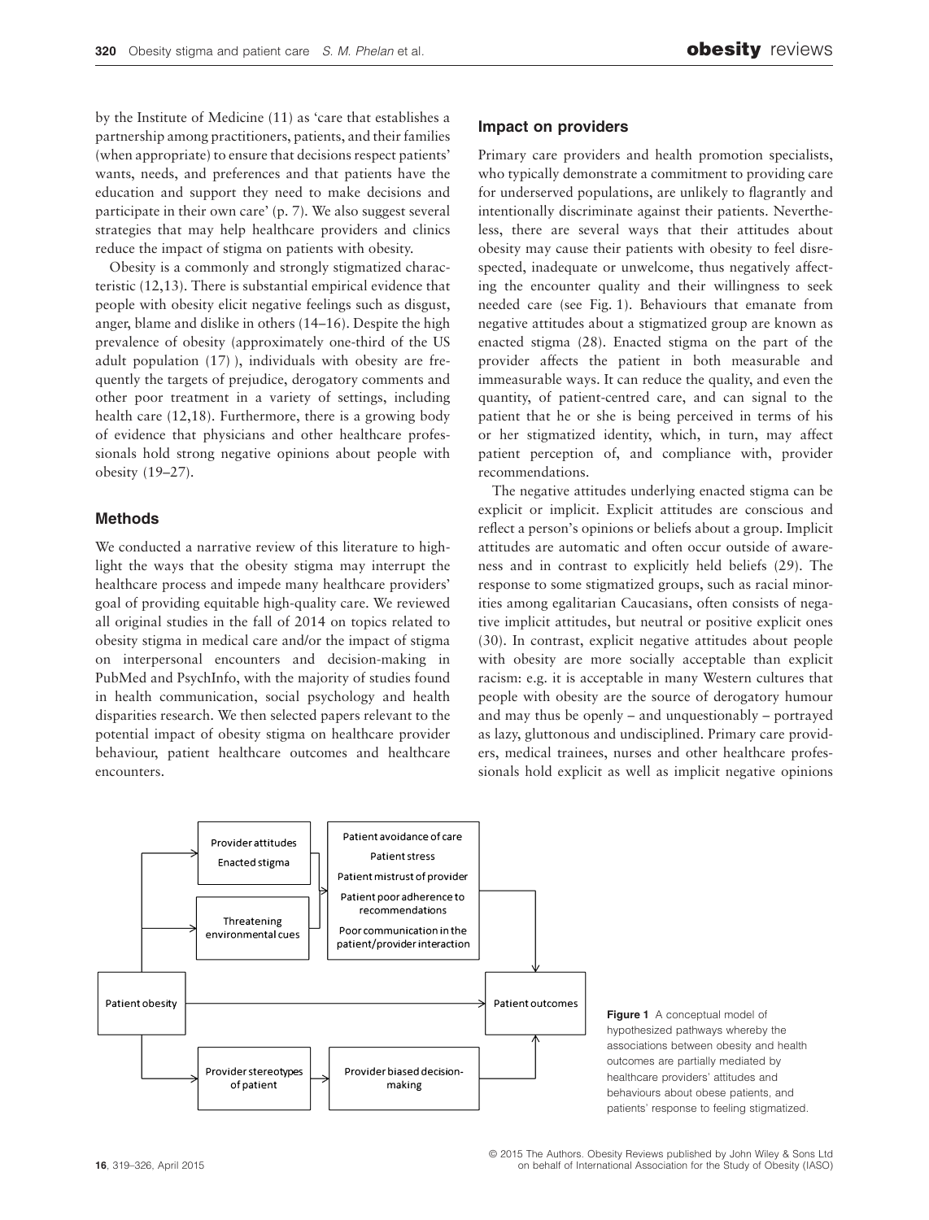by the Institute of Medicine (11) as 'care that establishes a partnership among practitioners, patients, and their families (when appropriate) to ensure that decisions respect patients' wants, needs, and preferences and that patients have the education and support they need to make decisions and participate in their own care' (p. 7). We also suggest several strategies that may help healthcare providers and clinics reduce the impact of stigma on patients with obesity.

Obesity is a commonly and strongly stigmatized characteristic (12,13). There is substantial empirical evidence that people with obesity elicit negative feelings such as disgust, anger, blame and dislike in others (14–16). Despite the high prevalence of obesity (approximately one-third of the US adult population (17) ), individuals with obesity are frequently the targets of prejudice, derogatory comments and other poor treatment in a variety of settings, including health care (12,18). Furthermore, there is a growing body of evidence that physicians and other healthcare professionals hold strong negative opinions about people with obesity (19–27).

## Methods

We conducted a narrative review of this literature to highlight the ways that the obesity stigma may interrupt the healthcare process and impede many healthcare providers' goal of providing equitable high-quality care. We reviewed all original studies in the fall of 2014 on topics related to obesity stigma in medical care and/or the impact of stigma on interpersonal encounters and decision-making in PubMed and PsychInfo, with the majority of studies found in health communication, social psychology and health disparities research. We then selected papers relevant to the potential impact of obesity stigma on healthcare provider behaviour, patient healthcare outcomes and healthcare encounters.

## Impact on providers

Primary care providers and health promotion specialists, who typically demonstrate a commitment to providing care for underserved populations, are unlikely to flagrantly and intentionally discriminate against their patients. Nevertheless, there are several ways that their attitudes about obesity may cause their patients with obesity to feel disrespected, inadequate or unwelcome, thus negatively affecting the encounter quality and their willingness to seek needed care (see Fig. 1). Behaviours that emanate from negative attitudes about a stigmatized group are known as enacted stigma (28). Enacted stigma on the part of the provider affects the patient in both measurable and immeasurable ways. It can reduce the quality, and even the quantity, of patient-centred care, and can signal to the patient that he or she is being perceived in terms of his or her stigmatized identity, which, in turn, may affect patient perception of, and compliance with, provider recommendations.

The negative attitudes underlying enacted stigma can be explicit or implicit. Explicit attitudes are conscious and reflect a person's opinions or beliefs about a group. Implicit attitudes are automatic and often occur outside of awareness and in contrast to explicitly held beliefs (29). The response to some stigmatized groups, such as racial minorities among egalitarian Caucasians, often consists of negative implicit attitudes, but neutral or positive explicit ones (30). In contrast, explicit negative attitudes about people with obesity are more socially acceptable than explicit racism: e.g. it is acceptable in many Western cultures that people with obesity are the source of derogatory humour and may thus be openly – and unquestionably – portrayed as lazy, gluttonous and undisciplined. Primary care providers, medical trainees, nurses and other healthcare professionals hold explicit as well as implicit negative opinions

Provider attitudes
Enacted stigma

Threatening environmental cues

Patient avoidance of care
Patient stress
Patient mistrust of provider
Patient poor adherence to recommendations
Poor communication in the patient/provider interaction

Patient obesity

Patient outcomes

Provider stereotypes of patient

Provider biased decision-making

**Figure 1** A conceptual model of hypothesized pathways whereby the associations between obesity and health outcomes are partially mediated by healthcare providers' attitudes and behaviours about obese patients, and patients' response to feeling stigmatized.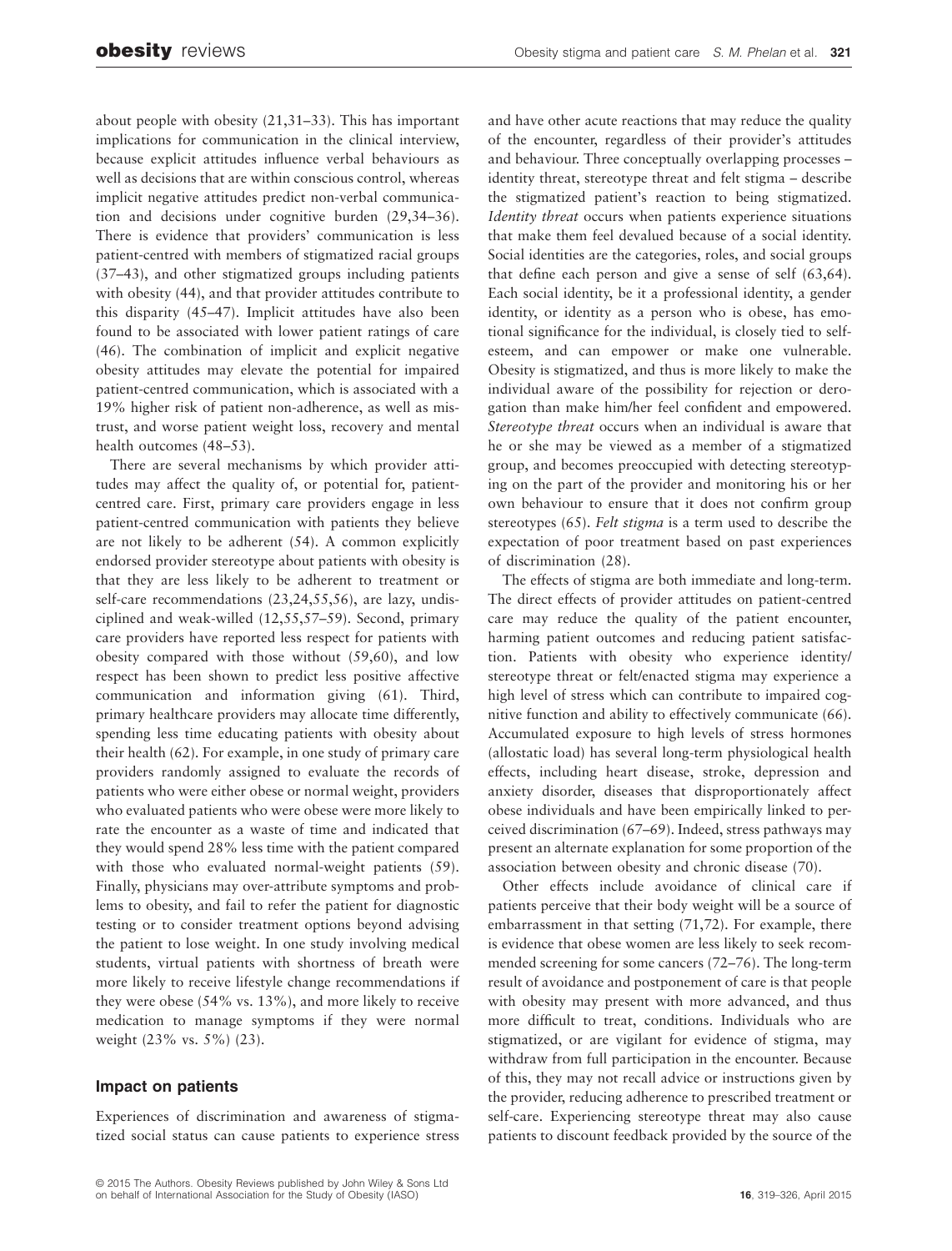about people with obesity (21,31–33). This has important implications for communication in the clinical interview, because explicit attitudes influence verbal behaviours as well as decisions that are within conscious control, whereas implicit negative attitudes predict non-verbal communication and decisions under cognitive burden (29,34–36). There is evidence that providers' communication is less patient-centred with members of stigmatized racial groups (37–43), and other stigmatized groups including patients with obesity (44), and that provider attitudes contribute to this disparity (45–47). Implicit attitudes have also been found to be associated with lower patient ratings of care (46). The combination of implicit and explicit negative obesity attitudes may elevate the potential for impaired patient-centred communication, which is associated with a 19% higher risk of patient non-adherence, as well as mistrust, and worse patient weight loss, recovery and mental health outcomes (48–53).

There are several mechanisms by which provider attitudes may affect the quality of, or potential for, patient-centred care. First, primary care providers engage in less patient-centred communication with patients they believe are not likely to be adherent (54). A common explicitly endorsed provider stereotype about patients with obesity is that they are less likely to be adherent to treatment or self-care recommendations (23,24,55,56), are lazy, undisciplined and weak-willed (12,55,57–59). Second, primary care providers have reported less respect for patients with obesity compared with those without (59,60), and low respect has been shown to predict less positive affective communication and information giving (61). Third, primary healthcare providers may allocate time differently, spending less time educating patients with obesity about their health (62). For example, in one study of primary care providers randomly assigned to evaluate the records of patients who were either obese or normal weight, providers who evaluated patients who were obese were more likely to rate the encounter as a waste of time and indicated that they would spend 28% less time with the patient compared with those who evaluated normal-weight patients (59). Finally, physicians may over-attribute symptoms and problems to obesity, and fail to refer the patient for diagnostic testing or to consider treatment options beyond advising the patient to lose weight. In one study involving medical students, virtual patients with shortness of breath were more likely to receive lifestyle change recommendations if they were obese (54% vs. 13%), and more likely to receive medication to manage symptoms if they were normal weight (23% vs. 5%) (23).

## Impact on patients

Experiences of discrimination and awareness of stigmatized social status can cause patients to experience stress and have other acute reactions that may reduce the quality of the encounter, regardless of their provider's attitudes and behaviour. Three conceptually overlapping processes – identity threat, stereotype threat and felt stigma – describe the stigmatized patient's reaction to being stigmatized. *Identity threat* occurs when patients experience situations that make them feel devalued because of a social identity. Social identities are the categories, roles, and social groups that define each person and give a sense of self (63,64). Each social identity, be it a professional identity, a gender identity, or identity as a person who is obese, has emotional significance for the individual, is closely tied to self-esteem, and can empower or make one vulnerable. Obesity is stigmatized, and thus is more likely to make the individual aware of the possibility for rejection or derogation than make him/her feel confident and empowered. *Stereotype threat* occurs when an individual is aware that he or she may be viewed as a member of a stigmatized group, and becomes preoccupied with detecting stereotyping on the part of the provider and monitoring his or her own behaviour to ensure that it does not confirm group stereotypes (65). *Felt stigma* is a term used to describe the expectation of poor treatment based on past experiences of discrimination (28).

The effects of stigma are both immediate and long-term. The direct effects of provider attitudes on patient-centred care may reduce the quality of the patient encounter, harming patient outcomes and reducing patient satisfaction. Patients with obesity who experience identity/stereotype threat or felt/enacted stigma may experience a high level of stress which can contribute to impaired cognitive function and ability to effectively communicate (66). Accumulated exposure to high levels of stress hormones (allostatic load) has several long-term physiological health effects, including heart disease, stroke, depression and anxiety disorder, diseases that disproportionately affect obese individuals and have been empirically linked to perceived discrimination (67–69). Indeed, stress pathways may present an alternate explanation for some proportion of the association between obesity and chronic disease (70).

Other effects include avoidance of clinical care if patients perceive that their body weight will be a source of embarrassment in that setting (71,72). For example, there is evidence that obese women are less likely to seek recommended screening for some cancers (72–76). The long-term result of avoidance and postponement of care is that people with obesity may present with more advanced, and thus more difficult to treat, conditions. Individuals who are stigmatized, or are vigilant for evidence of stigma, may withdraw from full participation in the encounter. Because of this, they may not recall advice or instructions given by the provider, reducing adherence to prescribed treatment or self-care. Experiencing stereotype threat may also cause patients to discount feedback provided by the source of the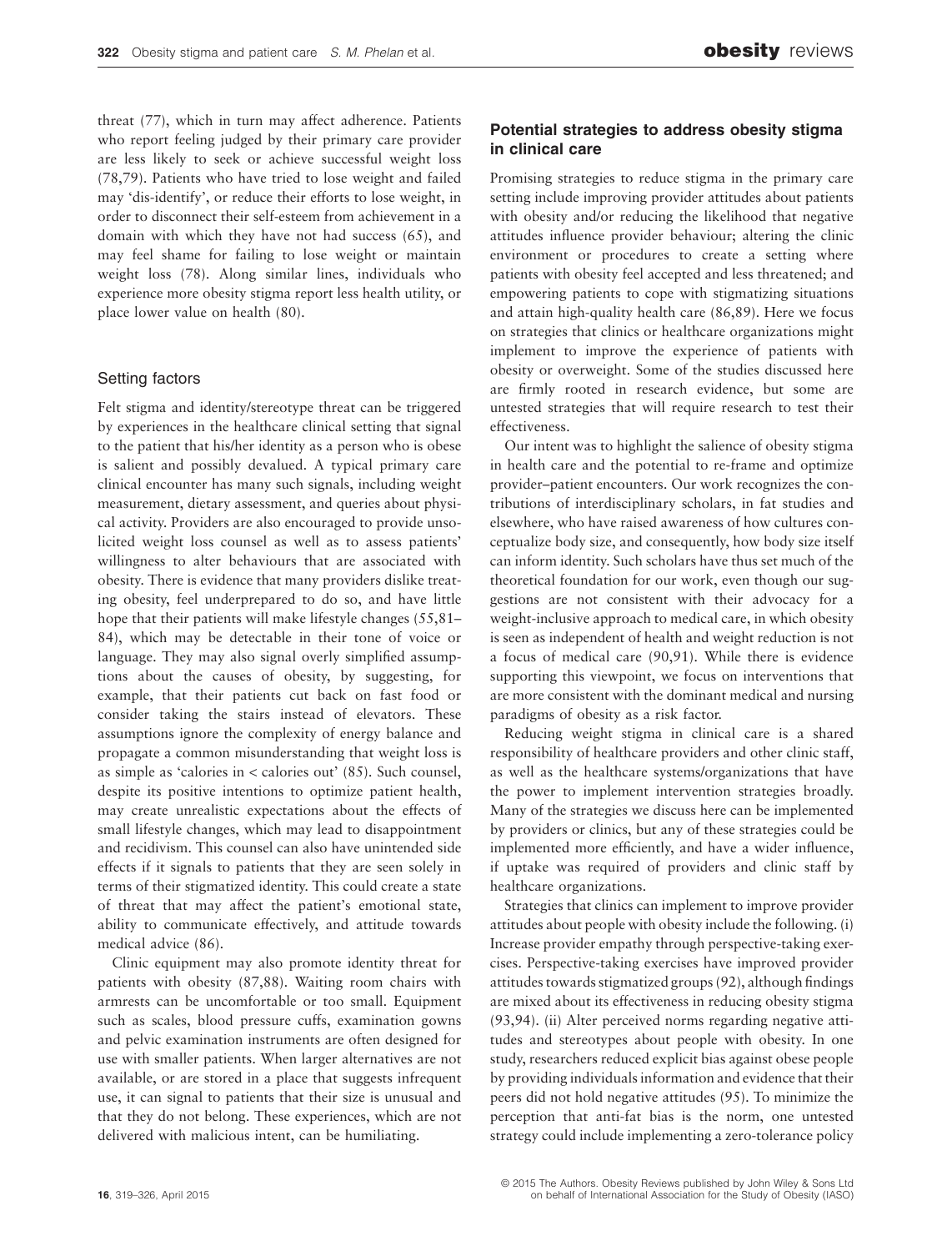threat (77), which in turn may affect adherence. Patients who report feeling judged by their primary care provider are less likely to seek or achieve successful weight loss (78,79). Patients who have tried to lose weight and failed may 'dis-identify', or reduce their efforts to lose weight, in order to disconnect their self-esteem from achievement in a domain with which they have not had success (65), and may feel shame for failing to lose weight or maintain weight loss (78). Along similar lines, individuals who experience more obesity stigma report less health utility, or place lower value on health (80).

### Setting factors

Felt stigma and identity/stereotype threat can be triggered by experiences in the healthcare clinical setting that signal to the patient that his/her identity as a person who is obese is salient and possibly devalued. A typical primary care clinical encounter has many such signals, including weight measurement, dietary assessment, and queries about physical activity. Providers are also encouraged to provide unsolicited weight loss counsel as well as to assess patients' willingness to alter behaviours that are associated with obesity. There is evidence that many providers dislike treating obesity, feel underprepared to do so, and have little hope that their patients will make lifestyle changes (55,81–84), which may be detectable in their tone of voice or language. They may also signal overly simplified assumptions about the causes of obesity, by suggesting, for example, that their patients cut back on fast food or consider taking the stairs instead of elevators. These assumptions ignore the complexity of energy balance and propagate a common misunderstanding that weight loss is as simple as 'calories in < calories out' (85). Such counsel, despite its positive intentions to optimize patient health, may create unrealistic expectations about the effects of small lifestyle changes, which may lead to disappointment and recidivism. This counsel can also have unintended side effects if it signals to patients that they are seen solely in terms of their stigmatized identity. This could create a state of threat that may affect the patient's emotional state, ability to communicate effectively, and attitude towards medical advice (86).

Clinic equipment may also promote identity threat for patients with obesity (87,88). Waiting room chairs with armrests can be uncomfortable or too small. Equipment such as scales, blood pressure cuffs, examination gowns and pelvic examination instruments are often designed for use with smaller patients. When larger alternatives are not available, or are stored in a place that suggests infrequent use, it can signal to patients that their size is unusual and that they do not belong. These experiences, which are not delivered with malicious intent, can be humiliating.

## Potential strategies to address obesity stigma in clinical care

Promising strategies to reduce stigma in the primary care setting include improving provider attitudes about patients with obesity and/or reducing the likelihood that negative attitudes influence provider behaviour; altering the clinic environment or procedures to create a setting where patients with obesity feel accepted and less threatened; and empowering patients to cope with stigmatizing situations and attain high-quality health care (86,89). Here we focus on strategies that clinics or healthcare organizations might implement to improve the experience of patients with obesity or overweight. Some of the studies discussed here are firmly rooted in research evidence, but some are untested strategies that will require research to test their effectiveness.

Our intent was to highlight the salience of obesity stigma in health care and the potential to re-frame and optimize provider–patient encounters. Our work recognizes the contributions of interdisciplinary scholars, in fat studies and elsewhere, who have raised awareness of how cultures conceptualize body size, and consequently, how body size itself can inform identity. Such scholars have thus set much of the theoretical foundation for our work, even though our suggestions are not consistent with their advocacy for a weight-inclusive approach to medical care, in which obesity is seen as independent of health and weight reduction is not a focus of medical care (90,91). While there is evidence supporting this viewpoint, we focus on interventions that are more consistent with the dominant medical and nursing paradigms of obesity as a risk factor.

Reducing weight stigma in clinical care is a shared responsibility of healthcare providers and other clinic staff, as well as the healthcare systems/organizations that have the power to implement intervention strategies broadly. Many of the strategies we discuss here can be implemented by providers or clinics, but any of these strategies could be implemented more efficiently, and have a wider influence, if uptake was required of providers and clinic staff by healthcare organizations.

Strategies that clinics can implement to improve provider attitudes about people with obesity include the following. (i) Increase provider empathy through perspective-taking exercises. Perspective-taking exercises have improved provider attitudes towards stigmatized groups (92), although findings are mixed about its effectiveness in reducing obesity stigma (93,94). (ii) Alter perceived norms regarding negative attitudes and stereotypes about people with obesity. In one study, researchers reduced explicit bias against obese people by providing individuals information and evidence that their peers did not hold negative attitudes (95). To minimize the perception that anti-fat bias is the norm, one untested strategy could include implementing a zero-tolerance policy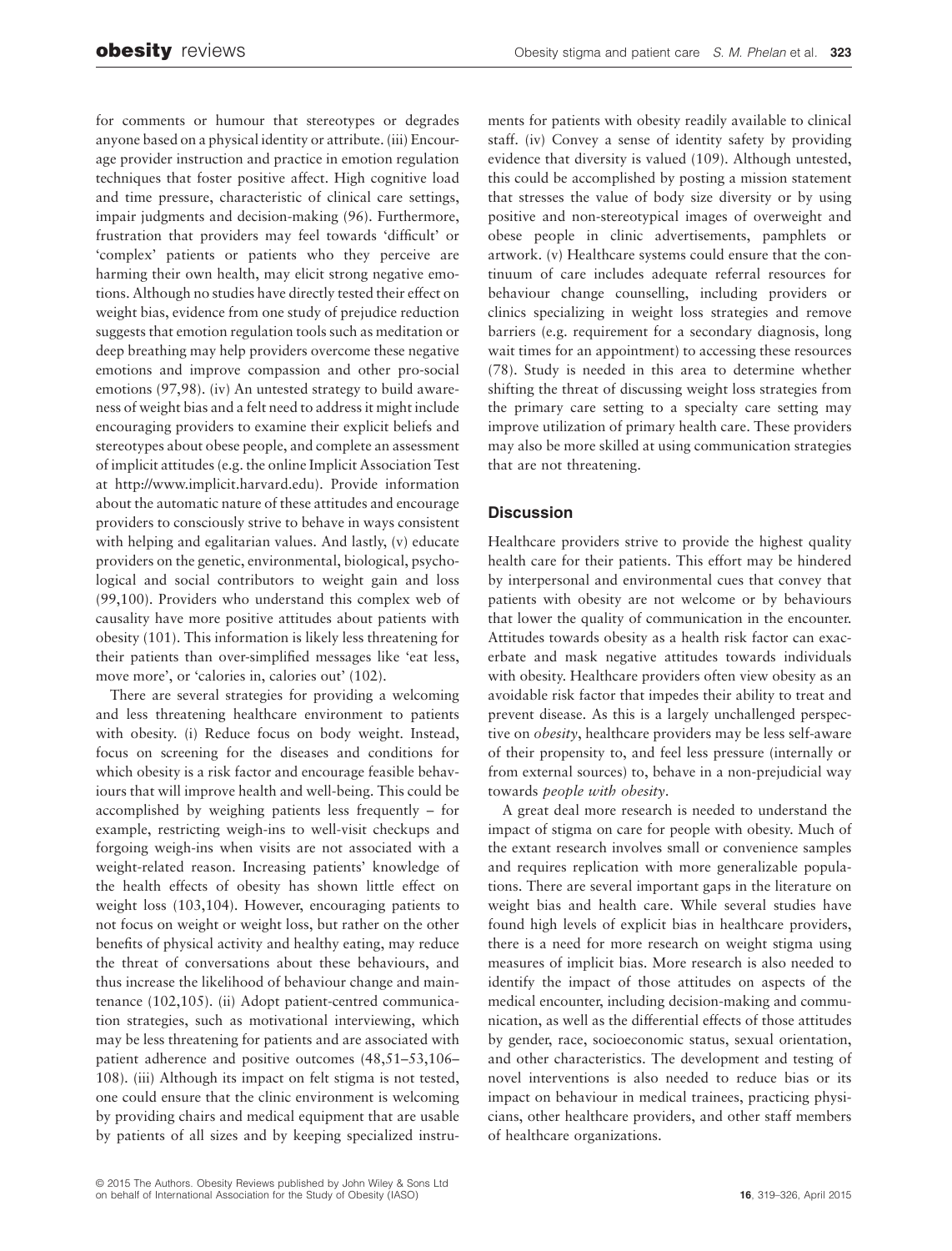for comments or humour that stereotypes or degrades anyone based on a physical identity or attribute. (iii) Encourage provider instruction and practice in emotion regulation techniques that foster positive affect. High cognitive load and time pressure, characteristic of clinical care settings, impair judgments and decision-making (96). Furthermore, frustration that providers may feel towards 'difficult' or 'complex' patients or patients who they perceive are harming their own health, may elicit strong negative emotions. Although no studies have directly tested their effect on weight bias, evidence from one study of prejudice reduction suggests that emotion regulation tools such as meditation or deep breathing may help providers overcome these negative emotions and improve compassion and other pro-social emotions (97,98). (iv) An untested strategy to build awareness of weight bias and a felt need to address it might include encouraging providers to examine their explicit beliefs and stereotypes about obese people, and complete an assessment of implicit attitudes (e.g. the online Implicit Association Test at http://www.implicit.harvard.edu). Provide information about the automatic nature of these attitudes and encourage providers to consciously strive to behave in ways consistent with helping and egalitarian values. And lastly, (v) educate providers on the genetic, environmental, biological, psychological and social contributors to weight gain and loss (99,100). Providers who understand this complex web of causality have more positive attitudes about patients with obesity (101). This information is likely less threatening for their patients than over-simplified messages like 'eat less, move more', or 'calories in, calories out' (102).

There are several strategies for providing a welcoming and less threatening healthcare environment to patients with obesity. (i) Reduce focus on body weight. Instead, focus on screening for the diseases and conditions for which obesity is a risk factor and encourage feasible behaviours that will improve health and well-being. This could be accomplished by weighing patients less frequently – for example, restricting weigh-ins to well-visit checkups and forgoing weigh-ins when visits are not associated with a weight-related reason. Increasing patients' knowledge of the health effects of obesity has shown little effect on weight loss (103,104). However, encouraging patients to not focus on weight or weight loss, but rather on the other benefits of physical activity and healthy eating, may reduce the threat of conversations about these behaviours, and thus increase the likelihood of behaviour change and maintenance (102,105). (ii) Adopt patient-centred communication strategies, such as motivational interviewing, which may be less threatening for patients and are associated with patient adherence and positive outcomes (48,51–53,106–108). (iii) Although its impact on felt stigma is not tested, one could ensure that the clinic environment is welcoming by providing chairs and medical equipment that are usable by patients of all sizes and by keeping specialized instruments for patients with obesity readily available to clinical staff. (iv) Convey a sense of identity safety by providing evidence that diversity is valued (109). Although untested, this could be accomplished by posting a mission statement that stresses the value of body size diversity or by using positive and non-stereotypical images of overweight and obese people in clinic advertisements, pamphlets or artwork. (v) Healthcare systems could ensure that the continuum of care includes adequate referral resources for behaviour change counselling, including providers or clinics specializing in weight loss strategies and remove barriers (e.g. requirement for a secondary diagnosis, long wait times for an appointment) to accessing these resources (78). Study is needed in this area to determine whether shifting the threat of discussing weight loss strategies from the primary care setting to a specialty care setting may improve utilization of primary health care. These providers may also be more skilled at using communication strategies that are not threatening.

## Discussion

Healthcare providers strive to provide the highest quality health care for their patients. This effort may be hindered by interpersonal and environmental cues that convey that patients with obesity are not welcome or by behaviours that lower the quality of communication in the encounter. Attitudes towards obesity as a health risk factor can exacerbate and mask negative attitudes towards individuals with obesity. Healthcare providers often view obesity as an avoidable risk factor that impedes their ability to treat and prevent disease. As this is a largely unchallenged perspective on *obesity*, healthcare providers may be less self-aware of their propensity to, and feel less pressure (internally or from external sources) to, behave in a non-prejudicial way towards *people with obesity*.

A great deal more research is needed to understand the impact of stigma on care for people with obesity. Much of the extant research involves small or convenience samples and requires replication with more generalizable populations. There are several important gaps in the literature on weight bias and health care. While several studies have found high levels of explicit bias in healthcare providers, there is a need for more research on weight stigma using measures of implicit bias. More research is also needed to identify the impact of those attitudes on aspects of the medical encounter, including decision-making and communication, as well as the differential effects of those attitudes by gender, race, socioeconomic status, sexual orientation, and other characteristics. The development and testing of novel interventions is also needed to reduce bias or its impact on behaviour in medical trainees, practicing physicians, other healthcare providers, and other staff members of healthcare organizations.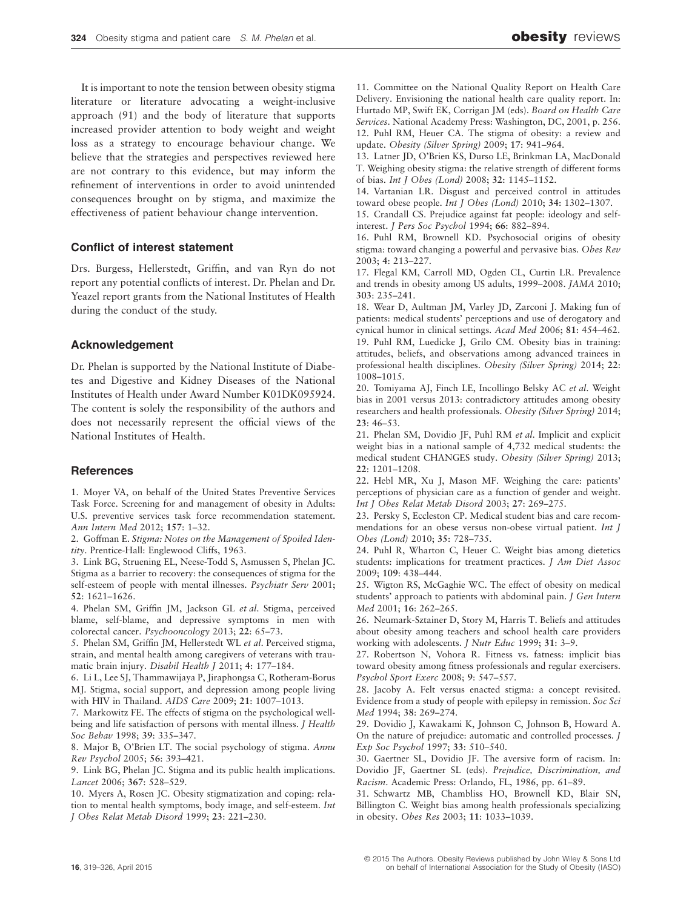It is important to note the tension between obesity stigma literature or literature advocating a weight-inclusive approach (91) and the body of literature that supports increased provider attention to body weight and weight loss as a strategy to encourage behaviour change. We believe that the strategies and perspectives reviewed here are not contrary to this evidence, but may inform the refinement of interventions in order to avoid unintended consequences brought on by stigma, and maximize the effectiveness of patient behaviour change intervention.

### Conflict of interest statement

Drs. Burgess, Hellerstedt, Griffin, and van Ryn do not report any potential conflicts of interest. Dr. Phelan and Dr. Yeazel report grants from the National Institutes of Health during the conduct of the study.

### Acknowledgement

Dr. Phelan is supported by the National Institute of Diabetes and Digestive and Kidney Diseases of the National Institutes of Health under Award Number K01DK095924. The content is solely the responsibility of the authors and does not necessarily represent the official views of the National Institutes of Health.

### References

1. Moyer VA, on behalf of the United States Preventive Services Task Force. Screening for and management of obesity in Adults: U.S. preventive services task force recommendation statement. *Ann Intern Med* 2012; **157**: 1–32.
2. Goffman E. *Stigma: Notes on the Management of Spoiled Identity*. Prentice-Hall: Englewood Cliffs, 1963.
3. Link BG, Struening EL, Neese-Todd S, Asmussen S, Phelan JC. Stigma as a barrier to recovery: the consequences of stigma for the self-esteem of people with mental illnesses. *Psychiatr Serv* 2001; **52**: 1621–1626.
4. Phelan SM, Griffin JM, Jackson GL *et al*. Stigma, perceived blame, self-blame, and depressive symptoms in men with colorectal cancer. *Psychooncology* 2013; **22**: 65–73.
5. Phelan SM, Griffin JM, Hellerstedt WL *et al*. Perceived stigma, strain, and mental health among caregivers of veterans with traumatic brain injury. *Disabil Health J* 2011; **4**: 177–184.
6. Li L, Lee SJ, Thammawijaya P, Jiraphongsa C, Rotheram-Borus MJ. Stigma, social support, and depression among people living with HIV in Thailand. *AIDS Care* 2009; **21**: 1007–1013.
7. Markowitz FE. The effects of stigma on the psychological wellbeing and life satisfaction of persons with mental illness. *J Health Soc Behav* 1998; **39**: 335–347.
8. Major B, O'Brien LT. The social psychology of stigma. *Annu Rev Psychol* 2005; **56**: 393–421.
9. Link BG, Phelan JC. Stigma and its public health implications. *Lancet* 2006; **367**: 528–529.
10. Myers A, Rosen JC. Obesity stigmatization and coping: relation to mental health symptoms, body image, and self-esteem. *Int J Obes Relat Metab Disord* 1999; **23**: 221–230.
11. Committee on the National Quality Report on Health Care Delivery. Envisioning the national health care quality report. In: Hurtado MP, Swift EK, Corrigan JM (eds). *Board on Health Care Services*. National Academy Press: Washington, DC, 2001, p. 256.
12. Puhl RM, Heuer CA. The stigma of obesity: a review and update. *Obesity (Silver Spring)* 2009; **17**: 941–964.
13. Latner JD, O'Brien KS, Durso LE, Brinkman LA, MacDonald T. Weighing obesity stigma: the relative strength of different forms of bias. *Int J Obes (Lond)* 2008; **32**: 1145–1152.
14. Vartanian LR. Disgust and perceived control in attitudes toward obese people. *Int J Obes (Lond)* 2010; **34**: 1302–1307.
15. Crandall CS. Prejudice against fat people: ideology and self-interest. *J Pers Soc Psychol* 1994; **66**: 882–894.
16. Puhl RM, Brownell KD. Psychosocial origins of obesity stigma: toward changing a powerful and pervasive bias. *Obes Rev* 2003; **4**: 213–227.
17. Flegal KM, Carroll MD, Ogden CL, Curtin LR. Prevalence and trends in obesity among US adults, 1999–2008. *JAMA* 2010; **303**: 235–241.
18. Wear D, Aultman JM, Varley JD, Zarconi J. Making fun of patients: medical students' perceptions and use of derogatory and cynical humor in clinical settings. *Acad Med* 2006; **81**: 454–462.
19. Puhl RM, Luedicke J, Grilo CM. Obesity bias in training: attitudes, beliefs, and observations among advanced trainees in professional health disciplines. *Obesity (Silver Spring)* 2014; **22**: 1008–1015.
20. Tomiyama AJ, Finch LE, Incollingo Belsky AC *et al*. Weight bias in 2001 versus 2013: contradictory attitudes among obesity researchers and health professionals. *Obesity (Silver Spring)* 2014; **23**: 46–53.
21. Phelan SM, Dovidio JF, Puhl RM *et al*. Implicit and explicit weight bias in a national sample of 4,732 medical students: the medical student CHANGES study. *Obesity (Silver Spring)* 2013; **22**: 1201–1208.
22. Hebl MR, Xu J, Mason MF. Weighing the care: patients' perceptions of physician care as a function of gender and weight. *Int J Obes Relat Metab Disord* 2003; **27**: 269–275.
23. Persky S, Eccleston CP. Medical student bias and care recommendations for an obese versus non-obese virtual patient. *Int J Obes (Lond)* 2010; **35**: 728–735.
24. Puhl R, Wharton C, Heuer C. Weight bias among dietetics students: implications for treatment practices. *J Am Diet Assoc* 2009; **109**: 438–444.
25. Wigton RS, McGaghie WC. The effect of obesity on medical students' approach to patients with abdominal pain. *J Gen Intern Med* 2001; **16**: 262–265.
26. Neumark-Sztainer D, Story M, Harris T. Beliefs and attitudes about obesity among teachers and school health care providers working with adolescents. *J Nutr Educ* 1999; **31**: 3–9.
27. Robertson N, Vohora R. Fitness vs. fatness: implicit bias toward obesity among fitness professionals and regular exercisers. *Psychol Sport Exerc* 2008; **9**: 547–557.
28. Jacoby A. Felt versus enacted stigma: a concept revisited. Evidence from a study of people with epilepsy in remission. *Soc Sci Med* 1994; **38**: 269–274.
29. Dovidio J, Kawakami K, Johnson C, Johnson B, Howard A. On the nature of prejudice: automatic and controlled processes. *J Exp Soc Psychol* 1997; **33**: 510–540.
30. Gaertner SL, Dovidio JF. The aversive form of racism. In: Dovidio JF, Gaertner SL (eds). *Prejudice, Discrimination, and Racism*. Academic Press: Orlando, FL, 1986, pp. 61–89.
31. Schwartz MB, Chambliss HO, Brownell KD, Blair SN, Billington C. Weight bias among health professionals specializing in obesity. *Obes Res* 2003; **11**: 1033–1039.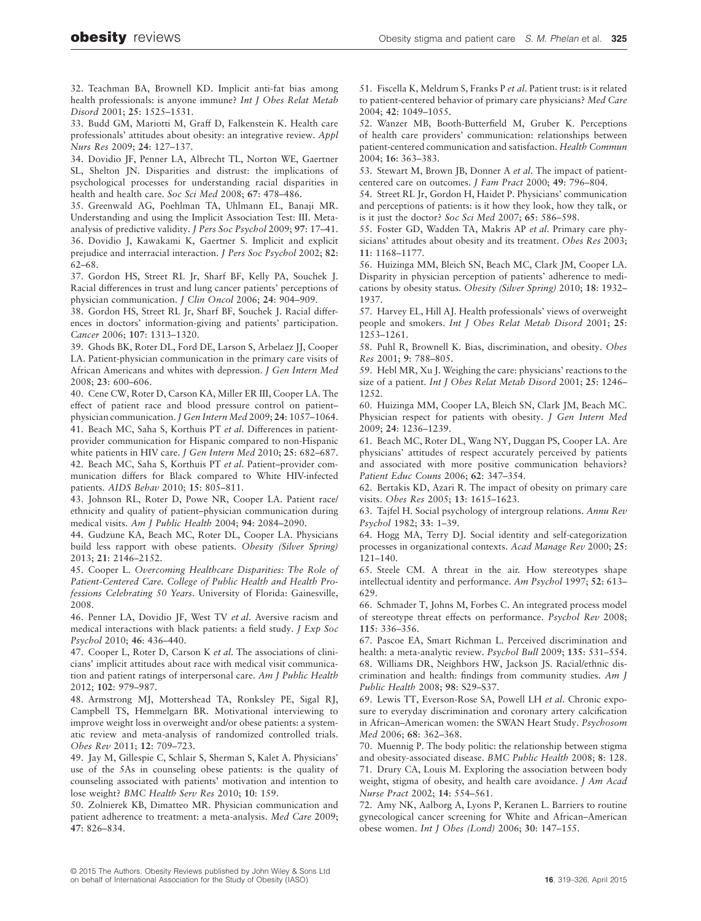32. Teachman BA, Brownell KD. Implicit anti-fat bias among health professionals: is anyone immune? *Int J Obes Relat Metab Disord* 2001; **25**: 1525–1531.

33. Budd GM, Mariotti M, Graff D, Falkenstein K. Health care professionals' attitudes about obesity: an integrative review. *Appl Nurs Res* 2009; **24**: 127–137.

34. Dovidio JF, Penner LA, Albrecht TL, Norton WE, Gaertner SL, Shelton JN. Disparities and distrust: the implications of psychological processes for understanding racial disparities in health and health care. *Soc Sci Med* 2008; **67**: 478–486.

35. Greenwald AG, Poehlman TA, Uhlmann EL, Banaji MR. Understanding and using the Implicit Association Test: III. Meta-analysis of predictive validity. *J Pers Soc Psychol* 2009; **97**: 17–41.

36. Dovidio J, Kawakami K, Gaertner S. Implicit and explicit prejudice and interracial interaction. *J Pers Soc Psychol* 2002; **82**: 62–68.

37. Gordon HS, Street RL Jr, Sharf BF, Kelly PA, Souchek J. Racial differences in trust and lung cancer patients' perceptions of physician communication. *J Clin Oncol* 2006; **24**: 904–909.

38. Gordon HS, Street RL Jr, Sharf BF, Souchek J. Racial differences in doctors' information-giving and patients' participation. *Cancer* 2006; **107**: 1313–1320.

39. Ghods BK, Roter DL, Ford DE, Larson S, Arbelaez JJ, Cooper LA. Patient-physician communication in the primary care visits of African Americans and whites with depression. *J Gen Intern Med* 2008; **23**: 600–606.

40. Cene CW, Roter D, Carson KA, Miller ER III, Cooper LA. The effect of patient race and blood pressure control on patient–physician communication. *J Gen Intern Med* 2009; **24**: 1057–1064.

41. Beach MC, Saha S, Korthuis PT *et al*. Differences in patient-provider communication for Hispanic compared to non-Hispanic white patients in HIV care. *J Gen Intern Med* 2010; **25**: 682–687.

42. Beach MC, Saha S, Korthuis PT *et al*. Patient–provider communication differs for Black compared to White HIV-infected patients. *AIDS Behav* 2010; **15**: 805–811.

43. Johnson RL, Roter D, Powe NR, Cooper LA. Patient race/ethnicity and quality of patient–physician communication during medical visits. *Am J Public Health* 2004; **94**: 2084–2090.

44. Gudzune KA, Beach MC, Roter DL, Cooper LA. Physicians build less rapport with obese patients. *Obesity (Silver Spring)* 2013; **21**: 2146–2152.

45. Cooper L. *Overcoming Healthcare Disparities: The Role of Patient-Centered Care. College of Public Health and Health Professions Celebrating 50 Years*. University of Florida: Gainesville, 2008.

46. Penner LA, Dovidio JF, West TV *et al*. Aversive racism and medical interactions with black patients: a field study. *J Exp Soc Psychol* 2010; **46**: 436–440.

47. Cooper L, Roter D, Carson K *et al*. The associations of clinicians' implicit attitudes about race with medical visit communication and patient ratings of interpersonal care. *Am J Public Health* 2012; **102**: 979–987.

48. Armstrong MJ, Mottershead TA, Ronksley PE, Sigal RJ, Campbell TS, Hemmelgarn BR. Motivational interviewing to improve weight loss in overweight and/or obese patients: a systematic review and meta-analysis of randomized controlled trials. *Obes Rev* 2011; **12**: 709–723.

49. Jay M, Gillespie C, Schlair S, Sherman S, Kalet A. Physicians' use of the 5As in counseling obese patients: is the quality of counseling associated with patients' motivation and intention to lose weight? *BMC Health Serv Res* 2010; **10**: 159.

50. Zolnierek KB, Dimatteo MR. Physician communication and patient adherence to treatment: a meta-analysis. *Med Care* 2009; **47**: 826–834.

51. Fiscella K, Meldrum S, Franks P *et al*. Patient trust: is it related to patient-centered behavior of primary care physicians? *Med Care* 2004; **42**: 1049–1055.

52. Wanzer MB, Booth-Butterfield M, Gruber K. Perceptions of health care providers' communication: relationships between patient-centered communication and satisfaction. *Health Commun* 2004; **16**: 363–383.

53. Stewart M, Brown JB, Donner A *et al*. The impact of patient-centered care on outcomes. *J Fam Pract* 2000; **49**: 796–804.

54. Street RL Jr, Gordon H, Haidet P. Physicians' communication and perceptions of patients: is it how they look, how they talk, or is it just the doctor? *Soc Sci Med* 2007; **65**: 586–598.

55. Foster GD, Wadden TA, Makris AP *et al*. Primary care physicians' attitudes about obesity and its treatment. *Obes Res* 2003; **11**: 1168–1177.

56. Huizinga MM, Bleich SN, Beach MC, Clark JM, Cooper LA. Disparity in physician perception of patients' adherence to medications by obesity status. *Obesity (Silver Spring)* 2010; **18**: 1932–1937.

57. Harvey EL, Hill AJ. Health professionals' views of overweight people and smokers. *Int J Obes Relat Metab Disord* 2001; **25**: 1253–1261.

58. Puhl R, Brownell K. Bias, discrimination, and obesity. *Obes Res* 2001; **9**: 788–805.

59. Hebl MR, Xu J. Weighing the care: physicians' reactions to the size of a patient. *Int J Obes Relat Metab Disord* 2001; **25**: 1246–1252.

60. Huizinga MM, Cooper LA, Bleich SN, Clark JM, Beach MC. Physician respect for patients with obesity. *J Gen Intern Med* 2009; **24**: 1236–1239.

61. Beach MC, Roter DL, Wang NY, Duggan PS, Cooper LA. Are physicians' attitudes of respect accurately perceived by patients and associated with more positive communication behaviors? *Patient Educ Couns* 2006; **62**: 347–354.

62. Bertakis KD, Azari R. The impact of obesity on primary care visits. *Obes Res* 2005; **13**: 1615–1623.

63. Tajfel H. Social psychology of intergroup relations. *Annu Rev Psychol* 1982; **33**: 1–39.

64. Hogg MA, Terry DJ. Social identity and self-categorization processes in organizational contexts. *Acad Manage Rev* 2000; **25**: 121–140.

65. Steele CM. A threat in the air. How stereotypes shape intellectual identity and performance. *Am Psychol* 1997; **52**: 613–629.

66. Schmader T, Johns M, Forbes C. An integrated process model of stereotype threat effects on performance. *Psychol Rev* 2008; **115**: 336–356.

67. Pascoe EA, Smart Richman L. Perceived discrimination and health: a meta-analytic review. *Psychol Bull* 2009; **135**: 531–554.

68. Williams DR, Neighbors HW, Jackson JS. Racial/ethnic discrimination and health: findings from community studies. *Am J Public Health* 2008; **98**: S29–S37.

69. Lewis TT, Everson-Rose SA, Powell LH *et al*. Chronic exposure to everyday discrimination and coronary artery calcification in African–American women: the SWAN Heart Study. *Psychosom Med* 2006; **68**: 362–368.

70. Muennig P. The body politic: the relationship between stigma and obesity-associated disease. *BMC Public Health* 2008; **8**: 128.

71. Drury CA, Louis M. Exploring the association between body weight, stigma of obesity, and health care avoidance. *J Am Acad Nurse Pract* 2002; **14**: 554–561.

72. Amy NK, Aalborg A, Lyons P, Keranen L. Barriers to routine gynecological cancer screening for White and African–American obese women. *Int J Obes (Lond)* 2006; **30**: 147–155.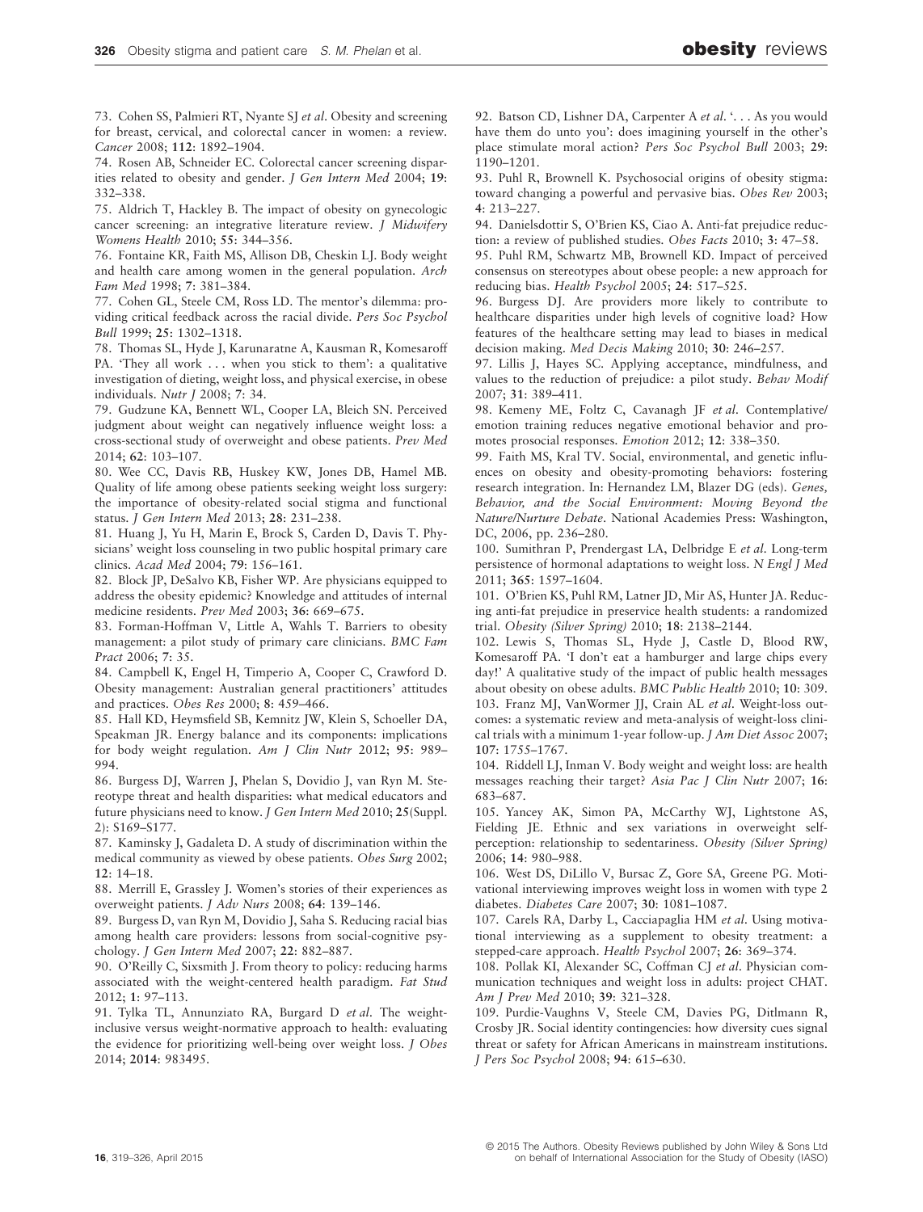73. Cohen SS, Palmieri RT, Nyante SJ *et al*. Obesity and screening for breast, cervical, and colorectal cancer in women: a review. *Cancer* 2008; **112**: 1892–1904.

74. Rosen AB, Schneider EC. Colorectal cancer screening disparities related to obesity and gender. *J Gen Intern Med* 2004; **19**: 332–338.

75. Aldrich T, Hackley B. The impact of obesity on gynecologic cancer screening: an integrative literature review. *J Midwifery Womens Health* 2010; **55**: 344–356.

76. Fontaine KR, Faith MS, Allison DB, Cheskin LJ. Body weight and health care among women in the general population. *Arch Fam Med* 1998; **7**: 381–384.

77. Cohen GL, Steele CM, Ross LD. The mentor's dilemma: providing critical feedback across the racial divide. *Pers Soc Psychol Bull* 1999; **25**: 1302–1318.

78. Thomas SL, Hyde J, Karunaratne A, Kausman R, Komesaroff PA. 'They all work . . . when you stick to them': a qualitative investigation of dieting, weight loss, and physical exercise, in obese individuals. *Nutr J* 2008; **7**: 34.

79. Gudzune KA, Bennett WL, Cooper LA, Bleich SN. Perceived judgment about weight can negatively influence weight loss: a cross-sectional study of overweight and obese patients. *Prev Med* 2014; **62**: 103–107.

80. Wee CC, Davis RB, Huskey KW, Jones DB, Hamel MB. Quality of life among obese patients seeking weight loss surgery: the importance of obesity-related social stigma and functional status. *J Gen Intern Med* 2013; **28**: 231–238.

81. Huang J, Yu H, Marin E, Brock S, Carden D, Davis T. Physicians' weight loss counseling in two public hospital primary care clinics. *Acad Med* 2004; **79**: 156–161.

82. Block JP, DeSalvo KB, Fisher WP. Are physicians equipped to address the obesity epidemic? Knowledge and attitudes of internal medicine residents. *Prev Med* 2003; **36**: 669–675.

83. Forman-Hoffman V, Little A, Wahls T. Barriers to obesity management: a pilot study of primary care clinicians. *BMC Fam Pract* 2006; **7**: 35.

84. Campbell K, Engel H, Timperio A, Cooper C, Crawford D. Obesity management: Australian general practitioners' attitudes and practices. *Obes Res* 2000; **8**: 459–466.

85. Hall KD, Heymsfield SB, Kemnitz JW, Klein S, Schoeller DA, Speakman JR. Energy balance and its components: implications for body weight regulation. *Am J Clin Nutr* 2012; **95**: 989–994.

86. Burgess DJ, Warren J, Phelan S, Dovidio J, van Ryn M. Stereotype threat and health disparities: what medical educators and future physicians need to know. *J Gen Intern Med* 2010; **25**(Suppl. 2): S169–S177.

87. Kaminsky J, Gadaleta D. A study of discrimination within the medical community as viewed by obese patients. *Obes Surg* 2002; **12**: 14–18.

88. Merrill E, Grassley J. Women's stories of their experiences as overweight patients. *J Adv Nurs* 2008; **64**: 139–146.

89. Burgess D, van Ryn M, Dovidio J, Saha S. Reducing racial bias among health care providers: lessons from social-cognitive psychology. *J Gen Intern Med* 2007; **22**: 882–887.

90. O'Reilly C, Sixsmith J. From theory to policy: reducing harms associated with the weight-centered health paradigm. *Fat Stud* 2012; **1**: 97–113.

91. Tylka TL, Annunziato RA, Burgard D *et al*. The weight-inclusive versus weight-normative approach to health: evaluating the evidence for prioritizing well-being over weight loss. *J Obes* 2014; **2014**: 983495.

92. Batson CD, Lishner DA, Carpenter A *et al*. '. . . As you would have them do unto you': does imagining yourself in the other's place stimulate moral action? *Pers Soc Psychol Bull* 2003; **29**: 1190–1201.

93. Puhl R, Brownell K. Psychosocial origins of obesity stigma: toward changing a powerful and pervasive bias. *Obes Rev* 2003; **4**: 213–227.

94. Danielsdottir S, O'Brien KS, Ciao A. Anti-fat prejudice reduction: a review of published studies. *Obes Facts* 2010; **3**: 47–58.

95. Puhl RM, Schwartz MB, Brownell KD. Impact of perceived consensus on stereotypes about obese people: a new approach for reducing bias. *Health Psychol* 2005; **24**: 517–525.

96. Burgess DJ. Are providers more likely to contribute to healthcare disparities under high levels of cognitive load? How features of the healthcare setting may lead to biases in medical decision making. *Med Decis Making* 2010; **30**: 246–257.

97. Lillis J, Hayes SC. Applying acceptance, mindfulness, and values to the reduction of prejudice: a pilot study. *Behav Modif* 2007; **31**: 389–411.

98. Kemeny ME, Foltz C, Cavanagh JF *et al*. Contemplative/emotion training reduces negative emotional behavior and promotes prosocial responses. *Emotion* 2012; **12**: 338–350.

99. Faith MS, Kral TV. Social, environmental, and genetic influences on obesity and obesity-promoting behaviors: fostering research integration. In: Hernandez LM, Blazer DG (eds). *Genes, Behavior, and the Social Environment: Moving Beyond the Nature/Nurture Debate*. National Academies Press: Washington, DC, 2006, pp. 236–280.

100. Sumithran P, Prendergast LA, Delbridge E *et al*. Long-term persistence of hormonal adaptations to weight loss. *N Engl J Med* 2011; **365**: 1597–1604.

101. O'Brien KS, Puhl RM, Latner JD, Mir AS, Hunter JA. Reducing anti-fat prejudice in preservice health students: a randomized trial. *Obesity (Silver Spring)* 2010; **18**: 2138–2144.

102. Lewis S, Thomas SL, Hyde J, Castle D, Blood RW, Komesaroff PA. 'I don't eat a hamburger and large chips every day!' A qualitative study of the impact of public health messages about obesity on obese adults. *BMC Public Health* 2010; **10**: 309.

103. Franz MJ, VanWormer JJ, Crain AL *et al*. Weight-loss outcomes: a systematic review and meta-analysis of weight-loss clinical trials with a minimum 1-year follow-up. *J Am Diet Assoc* 2007; **107**: 1755–1767.

104. Riddell LJ, Inman V. Body weight and weight loss: are health messages reaching their target? *Asia Pac J Clin Nutr* 2007; **16**: 683–687.

105. Yancey AK, Simon PA, McCarthy WJ, Lightstone AS, Fielding JE. Ethnic and sex variations in overweight self-perception: relationship to sedentariness. *Obesity (Silver Spring)* 2006; **14**: 980–988.

106. West DS, DiLillo V, Bursac Z, Gore SA, Greene PG. Motivational interviewing improves weight loss in women with type 2 diabetes. *Diabetes Care* 2007; **30**: 1081–1087.

107. Carels RA, Darby L, Cacciapaglia HM *et al*. Using motivational interviewing as a supplement to obesity treatment: a stepped-care approach. *Health Psychol* 2007; **26**: 369–374.

108. Pollak KI, Alexander SC, Coffman CJ *et al*. Physician communication techniques and weight loss in adults: project CHAT. *Am J Prev Med* 2010; **39**: 321–328.

109. Purdie-Vaughns V, Steele CM, Davies PG, Ditlmann R, Crosby JR. Social identity contingencies: how diversity cues signal threat or safety for African Americans in mainstream institutions. *J Pers Soc Psychol* 2008; **94**: 615–630.

© 2015 The Authors. Obesity Reviews published by John Wiley & Sons Ltd on behalf of International Association for the Study of Obesity (IASO)